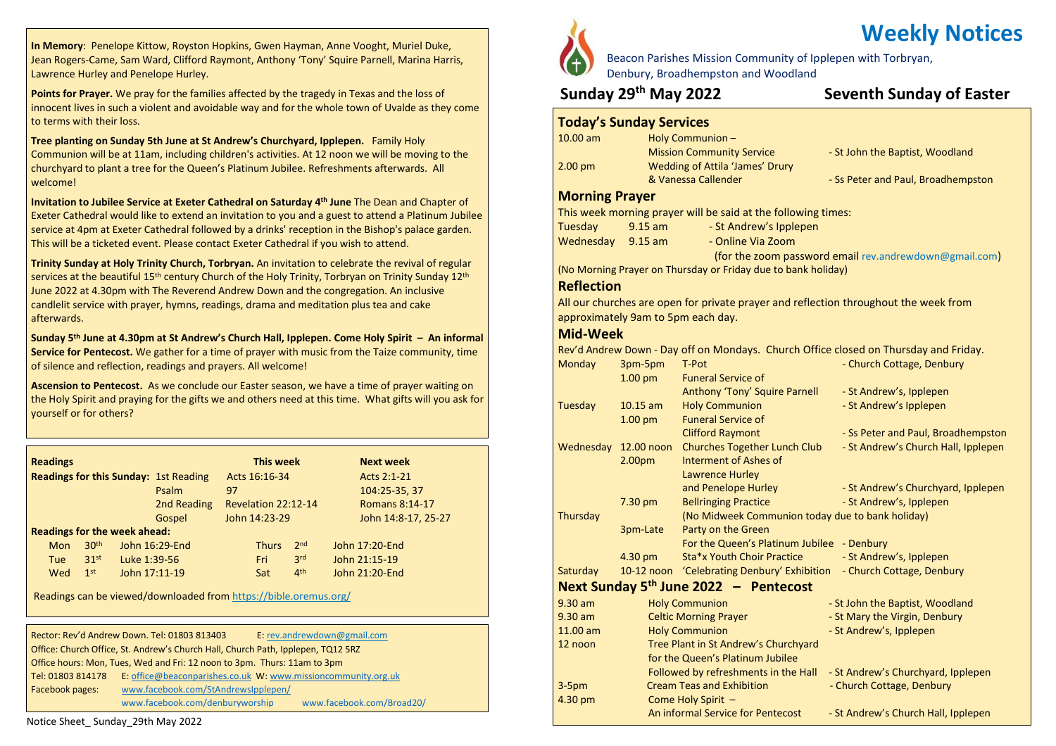**In Memory**: Penelope Kittow, Royston Hopkins, Gwen Hayman, Anne Vooght, Muriel Duke, Jean Rogers-Came, Sam Ward, Clifford Raymont, Anthony 'Tony' Squire Parnell, Marina Harris, Lawrence Hurley and Penelope Hurley.

**Points for Prayer.** We pray for the families affected by the tragedy in Texas and the loss of innocent lives in such a violent and avoidable way and for the whole town of Uvalde as they come to terms with their loss.

**Tree planting on Sunday 5th June at St Andrew's Churchyard, Ipplepen.** Family Holy Communion will be at 11am, including children's activities. At 12 noon we will be moving to the churchyard to plant a tree for the Queen's Platinum Jubilee. Refreshments afterwards. All welcome!

**Invitation to Jubilee Service at Exeter Cathedral on Saturday 4th June** The Dean and Chapter of Exeter Cathedral would like to extend an invitation to you and a guest to attend a Platinum Jubilee service at 4pm at Exeter Cathedral followed by a drinks' reception in the Bishop's palace garden. This will be a ticketed event. Please contact Exeter Cathedral if you wish to attend.

**Trinity Sunday at Holy Trinity Church, Torbryan.** An invitation to celebrate the revival of regular services at the beautiful 15th century Church of the Holy Trinity, Torbryan on Trinity Sunday 12th June 2022 at 4.30pm with The Reverend Andrew Down and the congregation. An inclusive candlelit service with prayer, hymns, readings, drama and meditation plus tea and cake afterwards.

**Sunday 5th June at 4.30pm at St Andrew's Church Hall, Ipplepen. Come Holy Spirit – An informal Service for Pentecost.** We gather for a time of prayer with music from the Taize community, time of silence and reflection, readings and prayers. All welcome!

**Ascension to Pentecost.** As we conclude our Easter season, we have a time of prayer waiting on the Holy Spirit and praying for the gifts we and others need at this time. What gifts will you ask for yourself or for others?

## Readings

| Readings for this Sunday: | | This week | Next week |
|---|---|---|---|
| | 1st Reading | Acts 16:16-34 | Acts 2:1-21 |
| | Psalm | 97 | 104:25-35, 37 |
| | 2nd Reading | Revelation 22:12-14 | Romans 8:14-17 |
| | Gospel | John 14:23-29 | John 14:8-17, 25-27 |

**Readings for the week ahead:**

| | | | | | |
|---|---|---|---|---|---|
| Mon | 30th | John 16:29-End | Thurs | 2nd | John 17:20-End |
| Tue | 31st | Luke 1:39-56 | Fri | 3rd | John 21:15-19 |
| Wed | 1st | John 17:11-19 | Sat | 4th | John 21:20-End |

Readings can be viewed/downloaded from https://bible.oremus.org/

Rector: Rev'd Andrew Down. Tel: 01803 813403 E: rev.andrewdown@gmail.com
Office: Church Office, St. Andrew's Church Hall, Church Path, Ipplepen, TQ12 5RZ
Office hours: Mon, Tues, Wed and Fri: 12 noon to 3pm. Thurs: 11am to 3pm
Tel: 01803 814178 E: office@beaconparishes.co.uk W: www.missioncommunity.org.uk
Facebook pages: www.facebook.com/StAndrewsIpplepen/
www.facebook.com/denburyworship www.facebook.com/Broad20/

Notice Sheet_ Sunday_29th May 2022

# Weekly Notices

Beacon Parishes Mission Community of Ipplepen with Torbryan, Denbury, Broadhempston and Woodland

## Sunday 29th May 2022 — Seventh Sunday of Easter

## Today's Sunday Services

| | | |
|---|---|---|
| 10.00 am | Holy Communion – Mission Community Service | - St John the Baptist, Woodland |
| 2.00 pm | Wedding of Attila 'James' Drury & Vanessa Callender | - Ss Peter and Paul, Broadhempston |

## Morning Prayer

This week morning prayer will be said at the following times:

| | | |
|---|---|---|
| Tuesday | 9.15 am | - St Andrew's Ipplepen |
| Wednesday | 9.15 am | - Online Via Zoom (for the zoom password email rev.andrewdown@gmail.com) |

(No Morning Prayer on Thursday or Friday due to bank holiday)

## Reflection

All our churches are open for private prayer and reflection throughout the week from approximately 9am to 5pm each day.

## Mid-Week

Rev'd Andrew Down - Day off on Mondays. Church Office closed on Thursday and Friday.

| | | | |
|---|---|---|---|
| Monday | 3pm-5pm | T-Pot | - Church Cottage, Denbury |
| | 1.00 pm | Funeral Service of Anthony 'Tony' Squire Parnell | - St Andrew's, Ipplepen |
| Tuesday | 10.15 am | Holy Communion | - St Andrew's Ipplepen |
| | 1.00 pm | Funeral Service of Clifford Raymont | - Ss Peter and Paul, Broadhempston |
| Wednesday | 12.00 noon | Churches Together Lunch Club | - St Andrew's Church Hall, Ipplepen |
| | 2.00pm | Interment of Ashes of Lawrence Hurley and Penelope Hurley | - St Andrew's Churchyard, Ipplepen |
| | 7.30 pm | Bellringing Practice | - St Andrew's, Ipplepen |
| Thursday | | (No Midweek Communion today due to bank holiday) | |
| | 3pm-Late | Party on the Green For the Queen's Platinum Jubilee | - Denbury |
| | 4.30 pm | Sta*x Youth Choir Practice | - St Andrew's, Ipplepen |
| Saturday | 10-12 noon | 'Celebrating Denbury' Exhibition | - Church Cottage, Denbury |

## Next Sunday 5th June 2022 – Pentecost

| | | |
|---|---|---|
| 9.30 am | Holy Communion | - St John the Baptist, Woodland |
| 9.30 am | Celtic Morning Prayer | - St Mary the Virgin, Denbury |
| 11.00 am | Holy Communion | - St Andrew's, Ipplepen |
| 12 noon | Tree Plant in St Andrew's Churchyard for the Queen's Platinum Jubilee Followed by refreshments in the Hall | - St Andrew's Churchyard, Ipplepen |
| 3-5pm | Cream Teas and Exhibition | - Church Cottage, Denbury |
| 4.30 pm | Come Holy Spirit – An informal Service for Pentecost | - St Andrew's Church Hall, Ipplepen |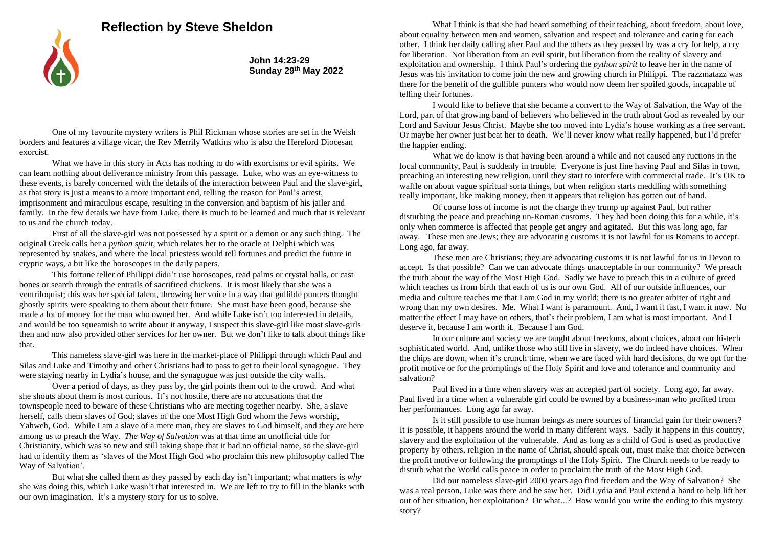# Reflection by Steve Sheldon

**John 14:23-29**
**Sunday 29th May 2022**

One of my favourite mystery writers is Phil Rickman whose stories are set in the Welsh borders and features a village vicar, the Rev Merrily Watkins who is also the Hereford Diocesan exorcist.

What we have in this story in Acts has nothing to do with exorcisms or evil spirits. We can learn nothing about deliverance ministry from this passage. Luke, who was an eye-witness to these events, is barely concerned with the details of the interaction between Paul and the slave-girl, as that story is just a means to a more important end, telling the reason for Paul's arrest, imprisonment and miraculous escape, resulting in the conversion and baptism of his jailer and family. In the few details we have from Luke, there is much to be learned and much that is relevant to us and the church today.

First of all the slave-girl was not possessed by a spirit or a demon or any such thing. The original Greek calls her a *python spirit*, which relates her to the oracle at Delphi which was represented by snakes, and where the local priestess would tell fortunes and predict the future in cryptic ways, a bit like the horoscopes in the daily papers.

This fortune teller of Philippi didn't use horoscopes, read palms or crystal balls, or cast bones or search through the entrails of sacrificed chickens. It is most likely that she was a ventriloquist; this was her special talent, throwing her voice in a way that gullible punters thought ghostly spirits were speaking to them about their future. She must have been good, because she made a lot of money for the man who owned her. And while Luke isn't too interested in details, and would be too squeamish to write about it anyway, I suspect this slave-girl like most slave-girls then and now also provided other services for her owner. But we don't like to talk about things like that.

This nameless slave-girl was here in the market-place of Philippi through which Paul and Silas and Luke and Timothy and other Christians had to pass to get to their local synagogue. They were staying nearby in Lydia's house, and the synagogue was just outside the city walls.

Over a period of days, as they pass by, the girl points them out to the crowd. And what she shouts about them is most curious. It's not hostile, there are no accusations that the townspeople need to beware of these Christians who are meeting together nearby. She, a slave herself, calls them slaves of God; slaves of the one Most High God whom the Jews worship, Yahweh, God. While I am a slave of a mere man, they are slaves to God himself, and they are here among us to preach the Way. *The Way of Salvation* was at that time an unofficial title for Christianity, which was so new and still taking shape that it had no official name, so the slave-girl had to identify them as 'slaves of the Most High God who proclaim this new philosophy called The Way of Salvation'.

But what she called them as they passed by each day isn't important; what matters is *why* she was doing this, which Luke wasn't that interested in. We are left to try to fill in the blanks with our own imagination. It's a mystery story for us to solve.

What I think is that she had heard something of their teaching, about freedom, about love, about equality between men and women, salvation and respect and tolerance and caring for each other. I think her daily calling after Paul and the others as they passed by was a cry for help, a cry for liberation. Not liberation from an evil spirit, but liberation from the reality of slavery and exploitation and ownership. I think Paul's ordering the *python spirit* to leave her in the name of Jesus was his invitation to come join the new and growing church in Philippi. The razzmatazz was there for the benefit of the gullible punters who would now deem her spoiled goods, incapable of telling their fortunes.

I would like to believe that she became a convert to the Way of Salvation, the Way of the Lord, part of that growing band of believers who believed in the truth about God as revealed by our Lord and Saviour Jesus Christ. Maybe she too moved into Lydia's house working as a free servant. Or maybe her owner just beat her to death. We'll never know what really happened, but I'd prefer the happier ending.

What we do know is that having been around a while and not caused any ructions in the local community, Paul is suddenly in trouble. Everyone is just fine having Paul and Silas in town, preaching an interesting new religion, until they start to interfere with commercial trade. It's OK to waffle on about vague spiritual sorta things, but when religion starts meddling with something really important, like making money, then it appears that religion has gotten out of hand.

Of course loss of income is not the charge they trump up against Paul, but rather disturbing the peace and preaching un-Roman customs. They had been doing this for a while, it's only when commerce is affected that people get angry and agitated. But this was long ago, far away. These men are Jews; they are advocating customs it is not lawful for us Romans to accept. Long ago, far away.

These men are Christians; they are advocating customs it is not lawful for us in Devon to accept. Is that possible? Can we can advocate things unacceptable in our community? We preach the truth about the way of the Most High God. Sadly we have to preach this in a culture of greed which teaches us from birth that each of us is our own God. All of our outside influences, our media and culture teaches me that I am God in my world; there is no greater arbiter of right and wrong than my own desires. Me. What I want is paramount. And, I want it fast, I want it now. No matter the effect I may have on others, that's their problem, I am what is most important. And I deserve it, because I am worth it. Because I am God.

In our culture and society we are taught about freedoms, about choices, about our hi-tech sophisticated world. And, unlike those who still live in slavery, we do indeed have choices. When the chips are down, when it's crunch time, when we are faced with hard decisions, do we opt for the profit motive or for the promptings of the Holy Spirit and love and tolerance and community and salvation?

Paul lived in a time when slavery was an accepted part of society. Long ago, far away. Paul lived in a time when a vulnerable girl could be owned by a business-man who profited from her performances. Long ago far away.

Is it still possible to use human beings as mere sources of financial gain for their owners? It is possible, it happens around the world in many different ways. Sadly it happens in this country, slavery and the exploitation of the vulnerable. And as long as a child of God is used as productive property by others, religion in the name of Christ, should speak out, must make that choice between the profit motive or following the promptings of the Holy Spirit. The Church needs to be ready to disturb what the World calls peace in order to proclaim the truth of the Most High God.

Did our nameless slave-girl 2000 years ago find freedom and the Way of Salvation? She was a real person, Luke was there and he saw her. Did Lydia and Paul extend a hand to help lift her out of her situation, her exploitation? Or what...? How would you write the ending to this mystery story?